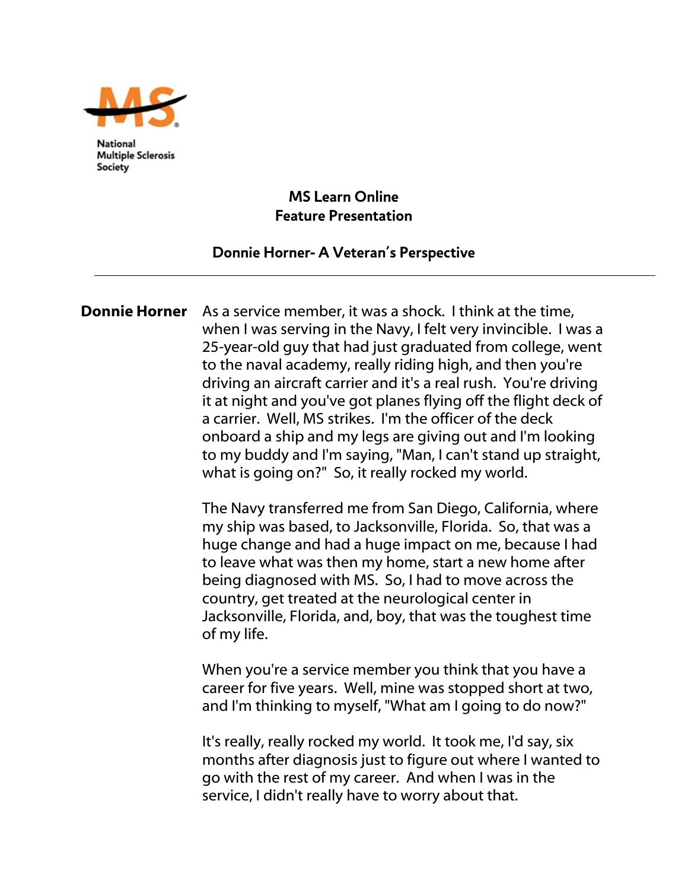National Multiple Sclerosis Society

## MS Learn Online
## Feature Presentation

### Donnie Horner- A Veteran's Perspective

---

**Donnie Horner** As a service member, it was a shock. I think at the time, when I was serving in the Navy, I felt very invincible. I was a 25-year-old guy that had just graduated from college, went to the naval academy, really riding high, and then you're driving an aircraft carrier and it's a real rush. You're driving it at night and you've got planes flying off the flight deck of a carrier. Well, MS strikes. I'm the officer of the deck onboard a ship and my legs are giving out and I'm looking to my buddy and I'm saying, "Man, I can't stand up straight, what is going on?" So, it really rocked my world.

The Navy transferred me from San Diego, California, where my ship was based, to Jacksonville, Florida. So, that was a huge change and had a huge impact on me, because I had to leave what was then my home, start a new home after being diagnosed with MS. So, I had to move across the country, get treated at the neurological center in Jacksonville, Florida, and, boy, that was the toughest time of my life.

When you're a service member you think that you have a career for five years. Well, mine was stopped short at two, and I'm thinking to myself, "What am I going to do now?"

It's really, really rocked my world. It took me, I'd say, six months after diagnosis just to figure out where I wanted to go with the rest of my career. And when I was in the service, I didn't really have to worry about that.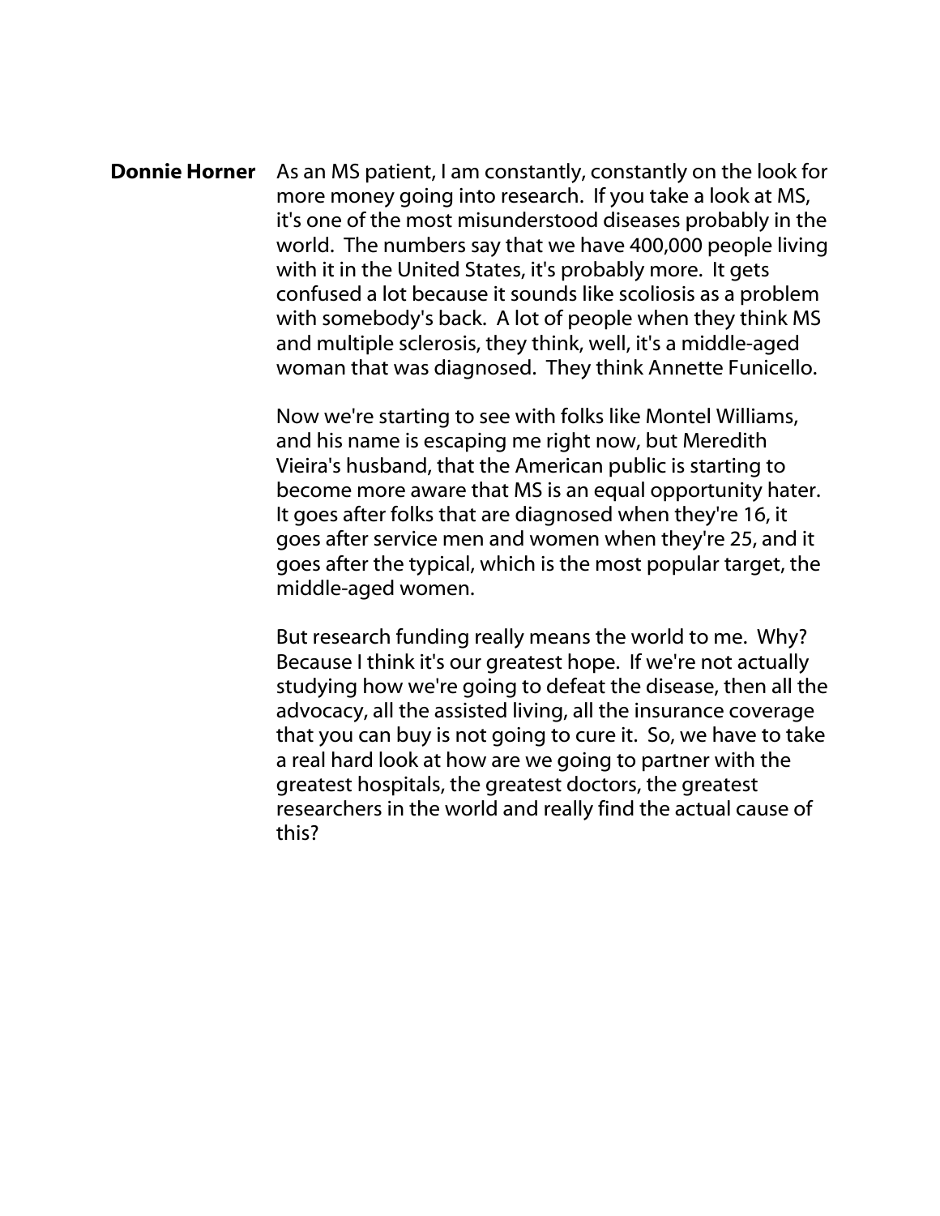**Donnie Horner** As an MS patient, I am constantly, constantly on the look for more money going into research. If you take a look at MS, it's one of the most misunderstood diseases probably in the world. The numbers say that we have 400,000 people living with it in the United States, it's probably more. It gets confused a lot because it sounds like scoliosis as a problem with somebody's back. A lot of people when they think MS and multiple sclerosis, they think, well, it's a middle-aged woman that was diagnosed. They think Annette Funicello.

Now we're starting to see with folks like Montel Williams, and his name is escaping me right now, but Meredith Vieira's husband, that the American public is starting to become more aware that MS is an equal opportunity hater. It goes after folks that are diagnosed when they're 16, it goes after service men and women when they're 25, and it goes after the typical, which is the most popular target, the middle-aged women.

But research funding really means the world to me. Why? Because I think it's our greatest hope. If we're not actually studying how we're going to defeat the disease, then all the advocacy, all the assisted living, all the insurance coverage that you can buy is not going to cure it. So, we have to take a real hard look at how are we going to partner with the greatest hospitals, the greatest doctors, the greatest researchers in the world and really find the actual cause of this?